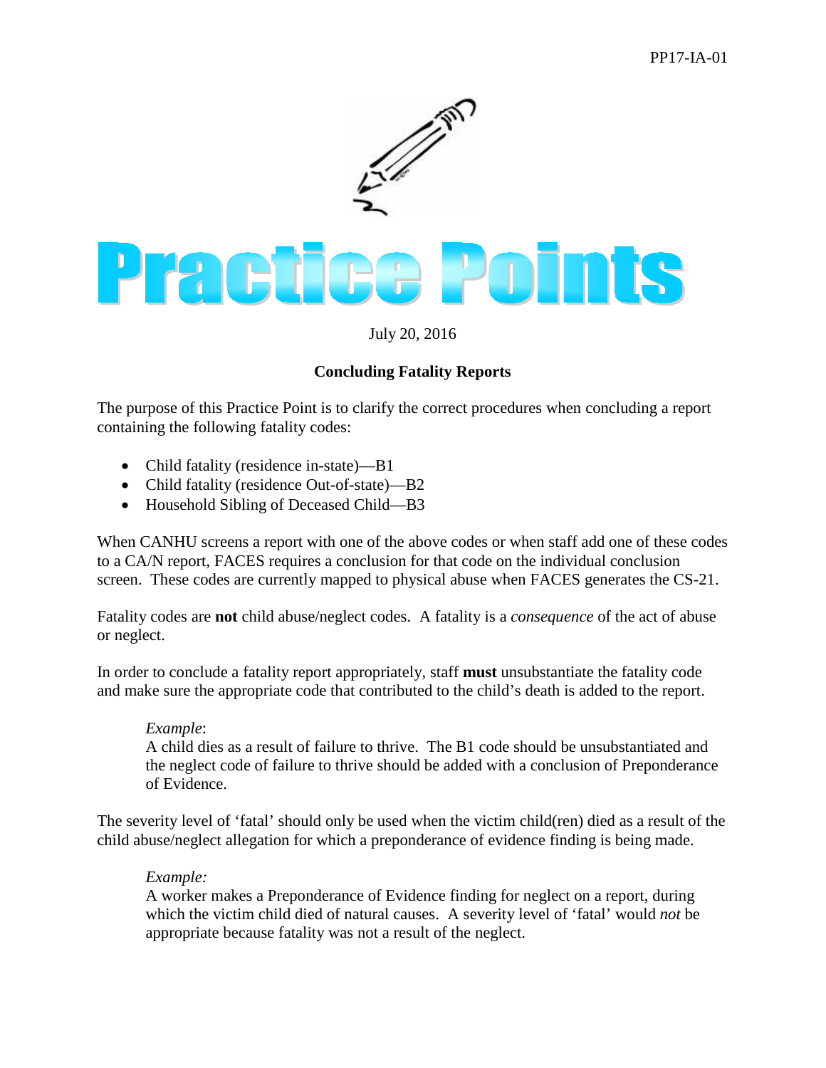PP17-IA-01

# Practice Points

July 20, 2016

## Concluding Fatality Reports

The purpose of this Practice Point is to clarify the correct procedures when concluding a report containing the following fatality codes:

- Child fatality (residence in-state)—B1
- Child fatality (residence Out-of-state)—B2
- Household Sibling of Deceased Child—B3

When CANHU screens a report with one of the above codes or when staff add one of these codes to a CA/N report, FACES requires a conclusion for that code on the individual conclusion screen. These codes are currently mapped to physical abuse when FACES generates the CS-21.

Fatality codes are **not** child abuse/neglect codes. A fatality is a *consequence* of the act of abuse or neglect.

In order to conclude a fatality report appropriately, staff **must** unsubstantiate the fatality code and make sure the appropriate code that contributed to the child's death is added to the report.

> *Example*:
> A child dies as a result of failure to thrive. The B1 code should be unsubstantiated and the neglect code of failure to thrive should be added with a conclusion of Preponderance of Evidence.

The severity level of 'fatal' should only be used when the victim child(ren) died as a result of the child abuse/neglect allegation for which a preponderance of evidence finding is being made.

> *Example:*
> A worker makes a Preponderance of Evidence finding for neglect on a report, during which the victim child died of natural causes. A severity level of 'fatal' would *not* be appropriate because fatality was not a result of the neglect.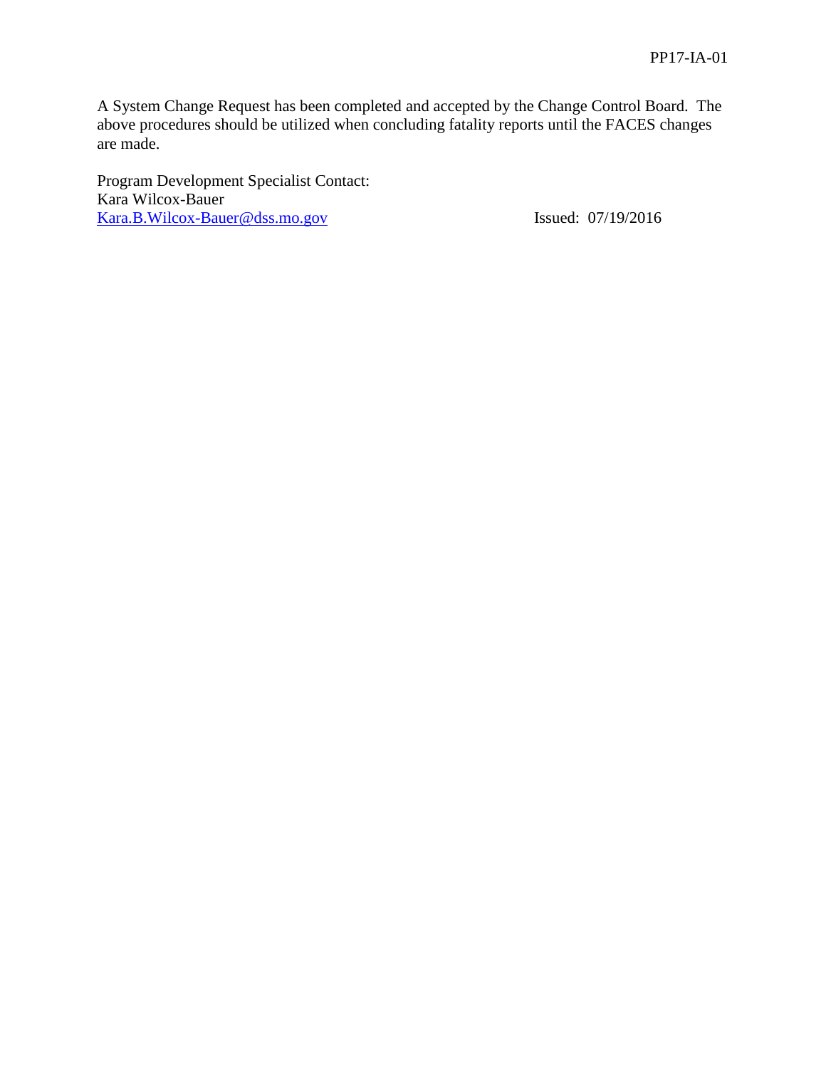A System Change Request has been completed and accepted by the Change Control Board. The above procedures should be utilized when concluding fatality reports until the FACES changes are made.

Program Development Specialist Contact:
Kara Wilcox-Bauer
Kara.B.Wilcox-Bauer@dss.mo.gov

Issued: 07/19/2016